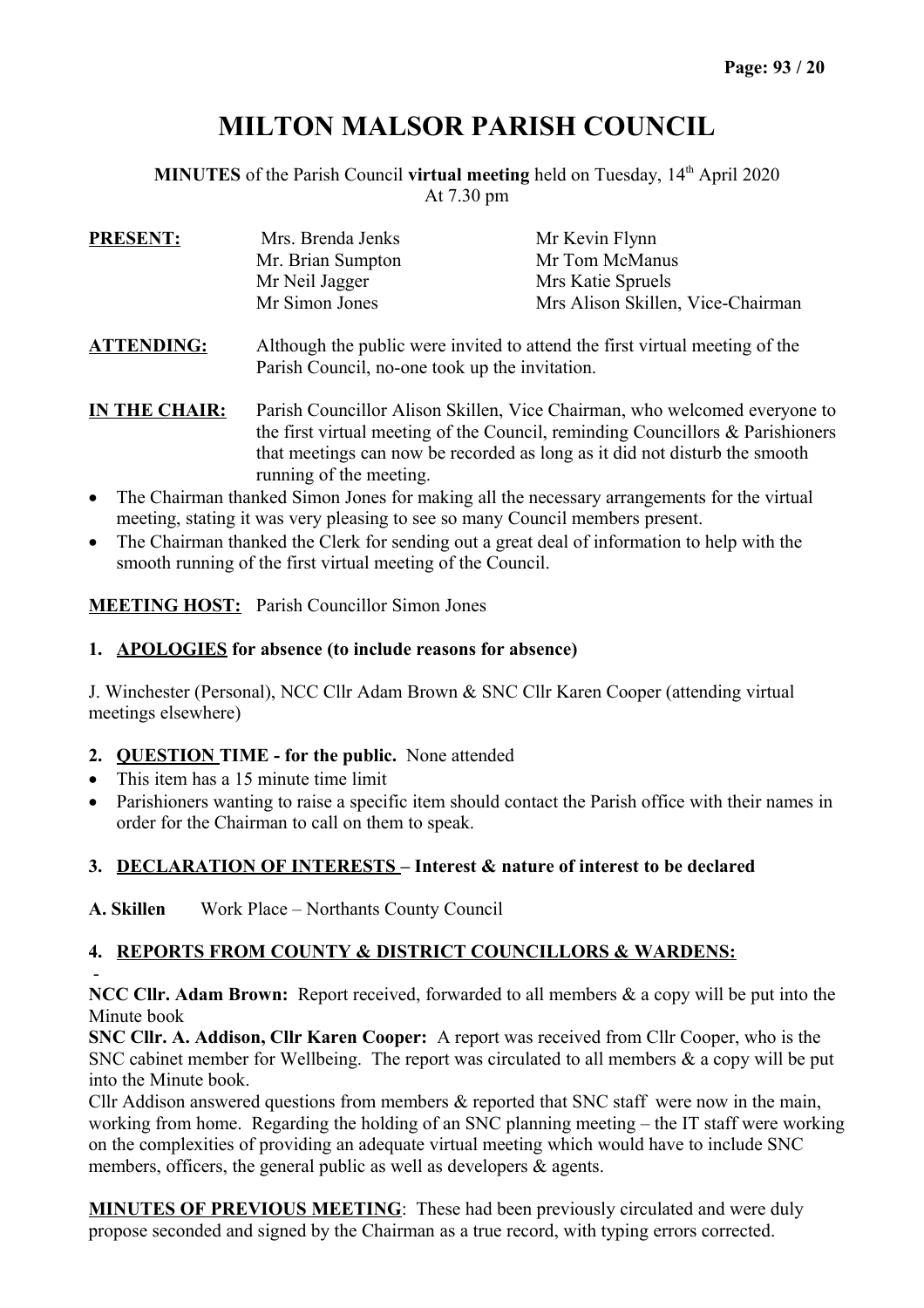# MILTON MALSOR PARISH COUNCIL

**MINUTES** of the Parish Council **virtual meeting** held on Tuesday, 14th April 2020
At 7.30 pm

**PRESENT:**

| | |
|---|---|
| Mrs. Brenda Jenks | Mr Kevin Flynn |
| Mr. Brian Sumpton | Mr Tom McManus |
| Mr Neil Jagger | Mrs Katie Spruels |
| Mr Simon Jones | Mrs Alison Skillen, Vice-Chairman |

**ATTENDING:** Although the public were invited to attend the first virtual meeting of the Parish Council, no-one took up the invitation.

**IN THE CHAIR:** Parish Councillor Alison Skillen, Vice Chairman, who welcomed everyone to the first virtual meeting of the Council, reminding Councillors & Parishioners that meetings can now be recorded as long as it did not disturb the smooth running of the meeting.

- The Chairman thanked Simon Jones for making all the necessary arrangements for the virtual meeting, stating it was very pleasing to see so many Council members present.
- The Chairman thanked the Clerk for sending out a great deal of information to help with the smooth running of the first virtual meeting of the Council.

**MEETING HOST:** Parish Councillor Simon Jones

## 1. APOLOGIES for absence (to include reasons for absence)

J. Winchester (Personal), NCC Cllr Adam Brown & SNC Cllr Karen Cooper (attending virtual meetings elsewhere)

## 2. QUESTION TIME - for the public. None attended

- This item has a 15 minute time limit
- Parishioners wanting to raise a specific item should contact the Parish office with their names in order for the Chairman to call on them to speak.

## 3. DECLARATION OF INTERESTS – Interest & nature of interest to be declared

**A. Skillen** Work Place – Northants County Council

## 4. REPORTS FROM COUNTY & DISTRICT COUNCILLORS & WARDENS:

-

**NCC Cllr. Adam Brown:** Report received, forwarded to all members & a copy will be put into the Minute book

**SNC Cllr. A. Addison, Cllr Karen Cooper:** A report was received from Cllr Cooper, who is the SNC cabinet member for Wellbeing. The report was circulated to all members & a copy will be put into the Minute book.

Cllr Addison answered questions from members & reported that SNC staff were now in the main, working from home. Regarding the holding of an SNC planning meeting – the IT staff were working on the complexities of providing an adequate virtual meeting which would have to include SNC members, officers, the general public as well as developers & agents.

**MINUTES OF PREVIOUS MEETING**: These had been previously circulated and were duly propose seconded and signed by the Chairman as a true record, with typing errors corrected.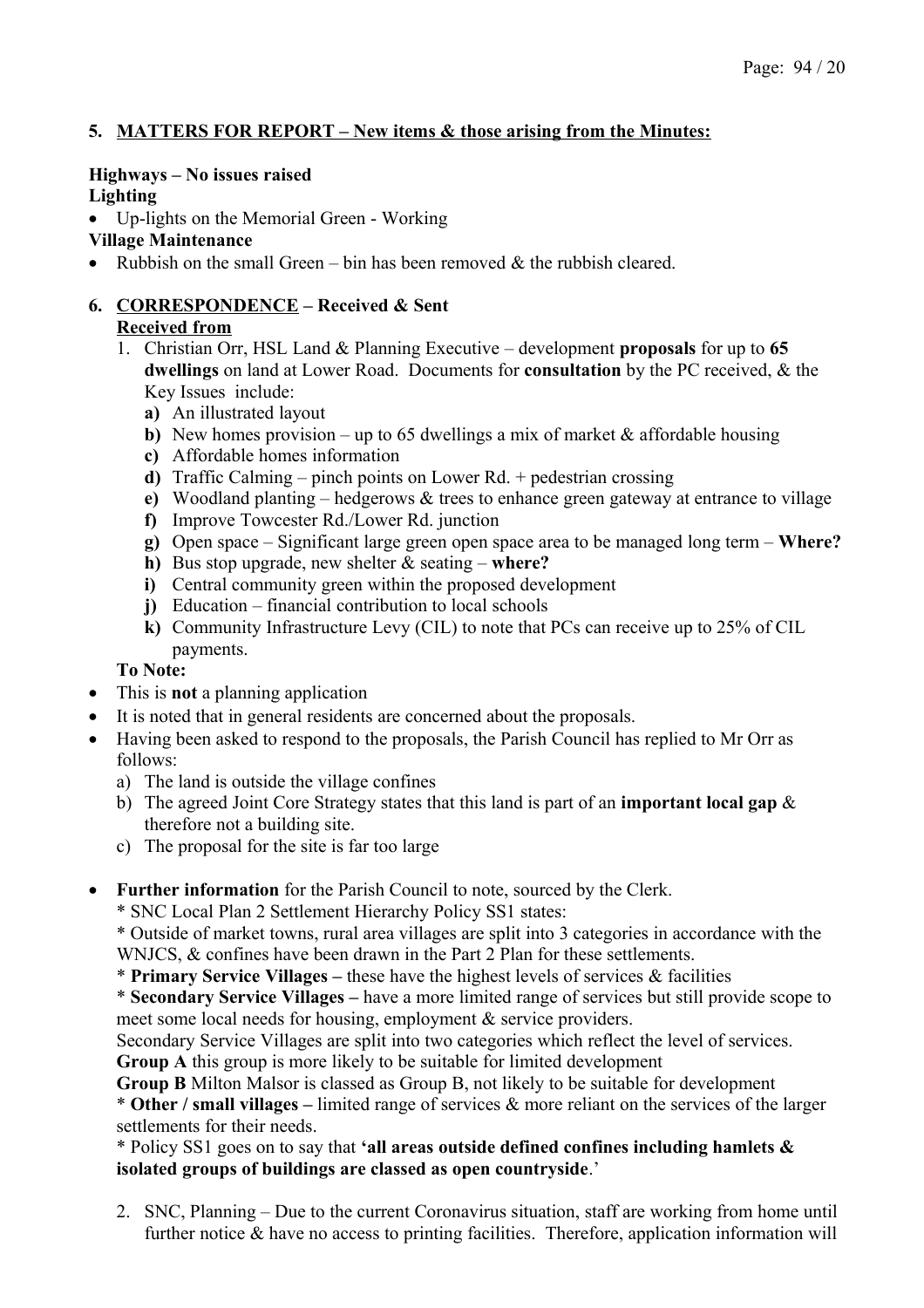## 5. MATTERS FOR REPORT – New items & those arising from the Minutes:

**Highways – No issues raised**

**Lighting**

- Up-lights on the Memorial Green - Working

**Village Maintenance**

- Rubbish on the small Green – bin has been removed & the rubbish cleared.

## 6. CORRESPONDENCE – Received & Sent

**Received from**

1. Christian Orr, HSL Land & Planning Executive – development **proposals** for up to **65 dwellings** on land at Lower Road. Documents for **consultation** by the PC received, & the Key Issues include:
   **a)** An illustrated layout
   **b)** New homes provision – up to 65 dwellings a mix of market & affordable housing
   **c)** Affordable homes information
   **d)** Traffic Calming – pinch points on Lower Rd. + pedestrian crossing
   **e)** Woodland planting – hedgerows & trees to enhance green gateway at entrance to village
   **f)** Improve Towcester Rd./Lower Rd. junction
   **g)** Open space – Significant large green open space area to be managed long term – **Where?**
   **h)** Bus stop upgrade, new shelter & seating – **where?**
   **i)** Central community green within the proposed development
   **j)** Education – financial contribution to local schools
   **k)** Community Infrastructure Levy (CIL) to note that PCs can receive up to 25% of CIL payments.

**To Note:**

- This is **not** a planning application
- It is noted that in general residents are concerned about the proposals.
- Having been asked to respond to the proposals, the Parish Council has replied to Mr Orr as follows:
  a) The land is outside the village confines
  b) The agreed Joint Core Strategy states that this land is part of an **important local gap** & therefore not a building site.
  c) The proposal for the site is far too large

- **Further information** for the Parish Council to note, sourced by the Clerk.
  * SNC Local Plan 2 Settlement Hierarchy Policy SS1 states:
  * Outside of market towns, rural area villages are split into 3 categories in accordance with the WNJCS, & confines have been drawn in the Part 2 Plan for these settlements.
  * **Primary Service Villages –** these have the highest levels of services & facilities
  * **Secondary Service Villages –** have a more limited range of services but still provide scope to meet some local needs for housing, employment & service providers.
  Secondary Service Villages are split into two categories which reflect the level of services.
  **Group A** this group is more likely to be suitable for limited development
  **Group B** Milton Malsor is classed as Group B, not likely to be suitable for development
  * **Other / small villages –** limited range of services & more reliant on the services of the larger settlements for their needs.
  * Policy SS1 goes on to say that **'all areas outside defined confines including hamlets & isolated groups of buildings are classed as open countryside**.'

2. SNC, Planning – Due to the current Coronavirus situation, staff are working from home until further notice & have no access to printing facilities. Therefore, application information will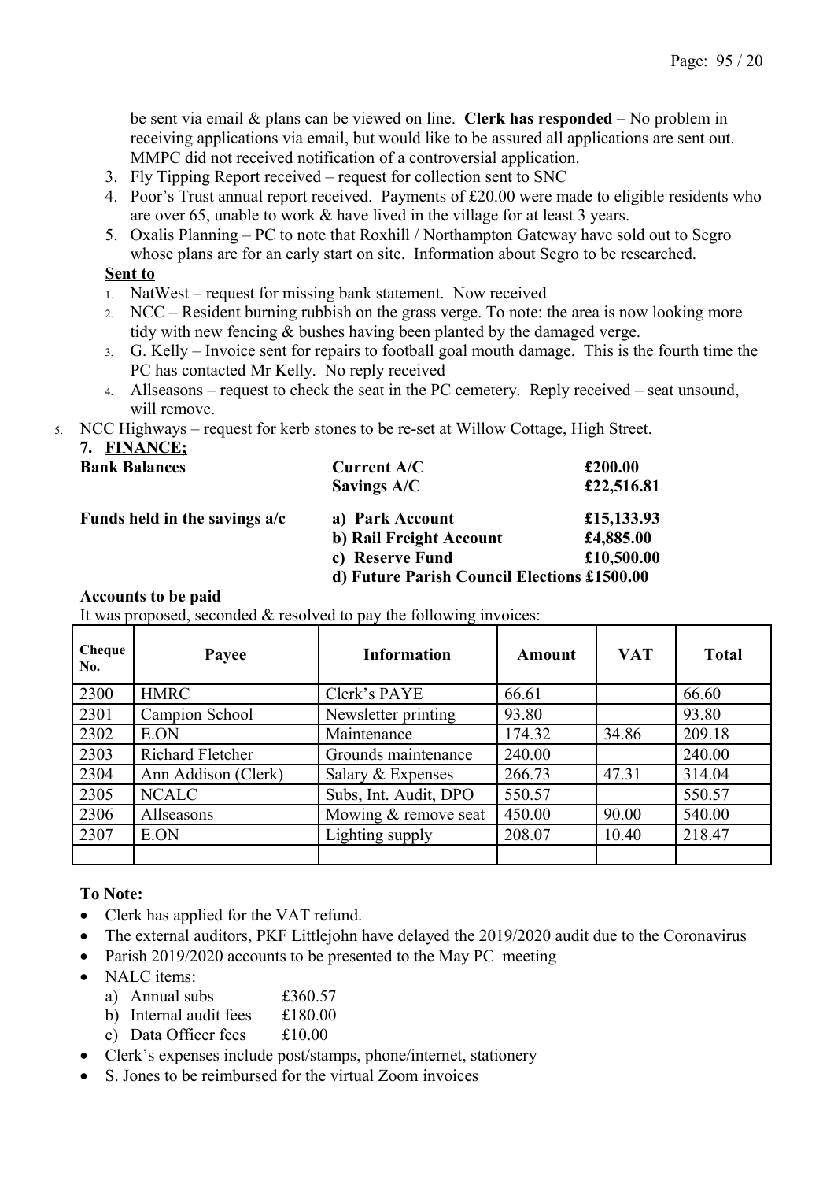be sent via email & plans can be viewed on line. **Clerk has responded –** No problem in receiving applications via email, but would like to be assured all applications are sent out. MMPC did not received notification of a controversial application.

3. Fly Tipping Report received – request for collection sent to SNC
4. Poor's Trust annual report received. Payments of £20.00 were made to eligible residents who are over 65, unable to work & have lived in the village for at least 3 years.
5. Oxalis Planning – PC to note that Roxhill / Northampton Gateway have sold out to Segro whose plans are for an early start on site. Information about Segro to be researched.

**Sent to**

1. NatWest – request for missing bank statement. Now received
2. NCC – Resident burning rubbish on the grass verge. To note: the area is now looking more tidy with new fencing & bushes having been planted by the damaged verge.
3. G. Kelly – Invoice sent for repairs to football goal mouth damage. This is the fourth time the PC has contacted Mr Kelly. No reply received
4. Allseasons – request to check the seat in the PC cemetery. Reply received – seat unsound, will remove.
5. NCC Highways – request for kerb stones to be re-set at Willow Cottage, High Street.

**7. FINANCE;**

| | | |
|---|---|---|
| **Bank Balances** | **Current A/C** | **£200.00** |
| | **Savings A/C** | **£22,516.81** |
| **Funds held in the savings a/c** | **a) Park Account** | **£15,133.93** |
| | **b) Rail Freight Account** | **£4,885.00** |
| | **c) Reserve Fund** | **£10,500.00** |
| | **d) Future Parish Council Elections** | **£1500.00** |

**Accounts to be paid**

It was proposed, seconded & resolved to pay the following invoices:

| Cheque No. | Payee | Information | Amount | VAT | Total |
|---|---|---|---|---|---|
| 2300 | HMRC | Clerk's PAYE | 66.61 | | 66.60 |
| 2301 | Campion School | Newsletter printing | 93.80 | | 93.80 |
| 2302 | E.ON | Maintenance | 174.32 | 34.86 | 209.18 |
| 2303 | Richard Fletcher | Grounds maintenance | 240.00 | | 240.00 |
| 2304 | Ann Addison (Clerk) | Salary & Expenses | 266.73 | 47.31 | 314.04 |
| 2305 | NCALC | Subs, Int. Audit, DPO | 550.57 | | 550.57 |
| 2306 | Allseasons | Mowing & remove seat | 450.00 | 90.00 | 540.00 |
| 2307 | E.ON | Lighting supply | 208.07 | 10.40 | 218.47 |
| | | | | | |

**To Note:**

- Clerk has applied for the VAT refund.
- The external auditors, PKF Littlejohn have delayed the 2019/2020 audit due to the Coronavirus
- Parish 2019/2020 accounts to be presented to the May PC meeting
- NALC items:
  - a) Annual subs £360.57
  - b) Internal audit fees £180.00
  - c) Data Officer fees £10.00
- Clerk's expenses include post/stamps, phone/internet, stationery
- S. Jones to be reimbursed for the virtual Zoom invoices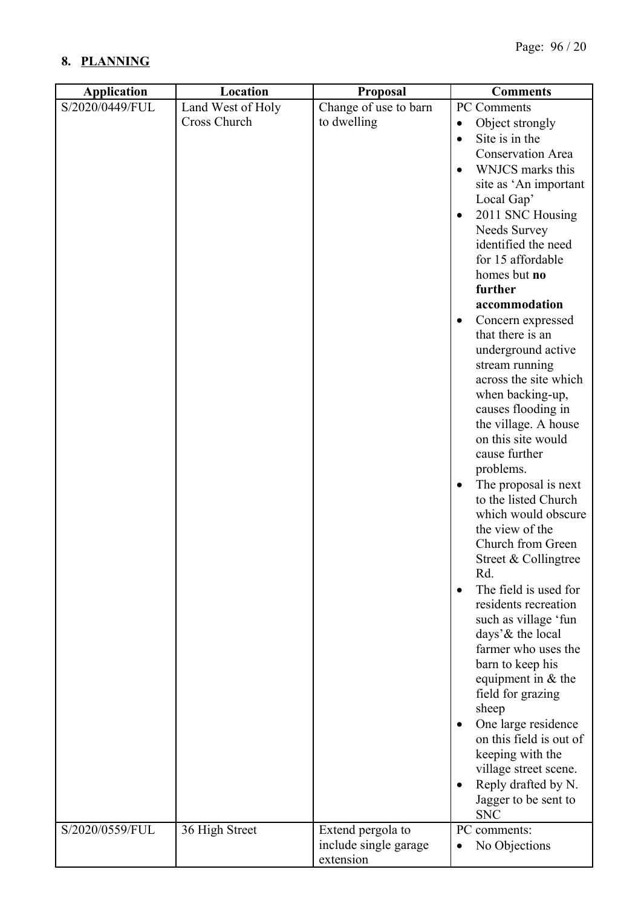## 8. PLANNING

| Application | Location | Proposal | Comments |
|---|---|---|---|
| S/2020/0449/FUL | Land West of Holy Cross Church | Change of use to barn to dwelling | PC Comments<br>• Object strongly<br>• Site is in the Conservation Area<br>• WNJCS marks this site as 'An important Local Gap'<br>• 2011 SNC Housing Needs Survey identified the need for 15 affordable homes but **no further accommodation**<br>• Concern expressed that there is an underground active stream running across the site which when backing-up, causes flooding in the village. A house on this site would cause further problems.<br>• The proposal is next to the listed Church which would obscure the view of the Church from Green Street & Collingtree Rd.<br>• The field is used for residents recreation such as village 'fun days'& the local farmer who uses the barn to keep his equipment in & the field for grazing sheep<br>• One large residence on this field is out of keeping with the village street scene.<br>• Reply drafted by N. Jagger to be sent to SNC |
| S/2020/0559/FUL | 36 High Street | Extend pergola to include single garage extension | PC comments:<br>• No Objections |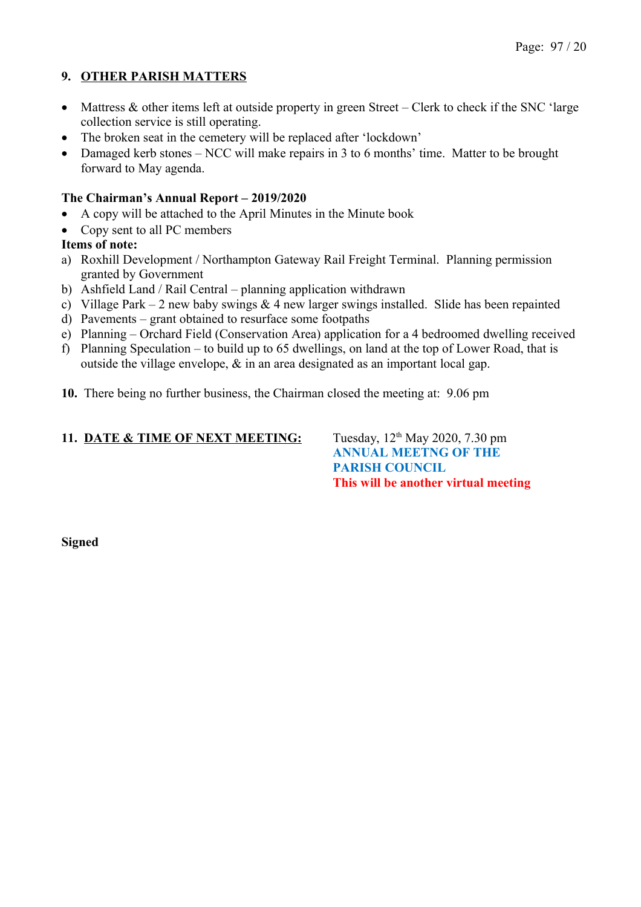## 9. OTHER PARISH MATTERS

- Mattress & other items left at outside property in green Street – Clerk to check if the SNC 'large collection service is still operating.
- The broken seat in the cemetery will be replaced after 'lockdown'
- Damaged kerb stones – NCC will make repairs in 3 to 6 months' time. Matter to be brought forward to May agenda.

**The Chairman's Annual Report – 2019/2020**

- A copy will be attached to the April Minutes in the Minute book
- Copy sent to all PC members

**Items of note:**

a) Roxhill Development / Northampton Gateway Rail Freight Terminal. Planning permission granted by Government
b) Ashfield Land / Rail Central – planning application withdrawn
c) Village Park – 2 new baby swings & 4 new larger swings installed. Slide has been repainted
d) Pavements – grant obtained to resurface some footpaths
e) Planning – Orchard Field (Conservation Area) application for a 4 bedroomed dwelling received
f) Planning Speculation – to build up to 65 dwellings, on land at the top of Lower Road, that is outside the village envelope, & in an area designated as an important local gap.

**10.** There being no further business, the Chairman closed the meeting at: 9.06 pm

**11. DATE & TIME OF NEXT MEETING:** Tuesday, 12th May 2020, 7.30 pm
**ANNUAL MEETNG OF THE PARISH COUNCIL**
**This will be another virtual meeting**

**Signed**